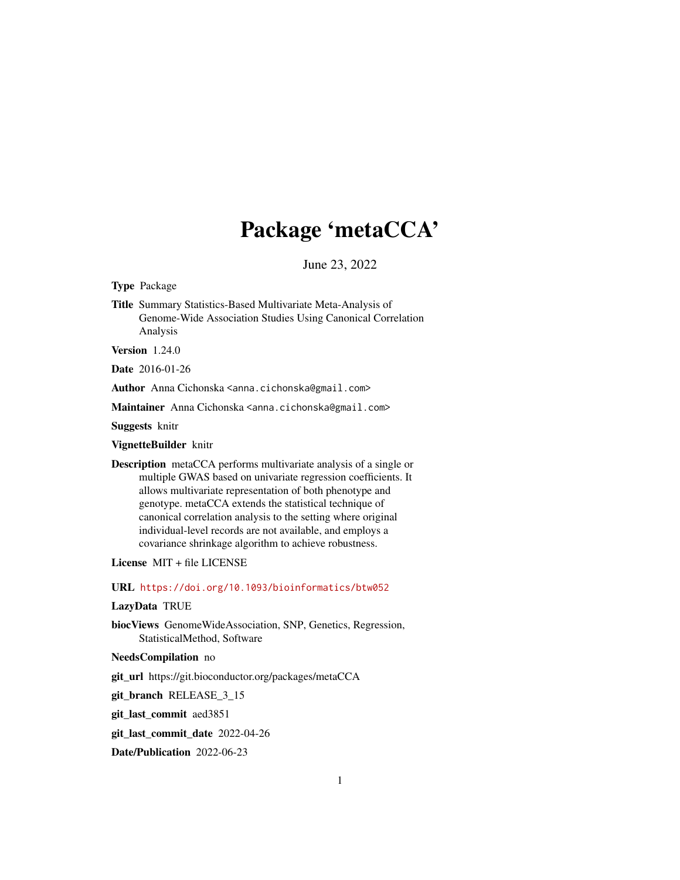# Package 'metaCCA'

June 23, 2022

**Type** Package

**Title** Summary Statistics-Based Multivariate Meta-Analysis of Genome-Wide Association Studies Using Canonical Correlation Analysis

**Version** 1.24.0

**Date** 2016-01-26

**Author** Anna Cichonska <anna.cichonska@gmail.com>

**Maintainer** Anna Cichonska <anna.cichonska@gmail.com>

**Suggests** knitr

**VignetteBuilder** knitr

**Description** metaCCA performs multivariate analysis of a single or multiple GWAS based on univariate regression coefficients. It allows multivariate representation of both phenotype and genotype. metaCCA extends the statistical technique of canonical correlation analysis to the setting where original individual-level records are not available, and employs a covariance shrinkage algorithm to achieve robustness.

**License** MIT + file LICENSE

**URL** https://doi.org/10.1093/bioinformatics/btw052

**LazyData** TRUE

**biocViews** GenomeWideAssociation, SNP, Genetics, Regression, StatisticalMethod, Software

**NeedsCompilation** no

**git_url** https://git.bioconductor.org/packages/metaCCA

**git_branch** RELEASE_3_15

**git_last_commit** aed3851

**git_last_commit_date** 2022-04-26

**Date/Publication** 2022-06-23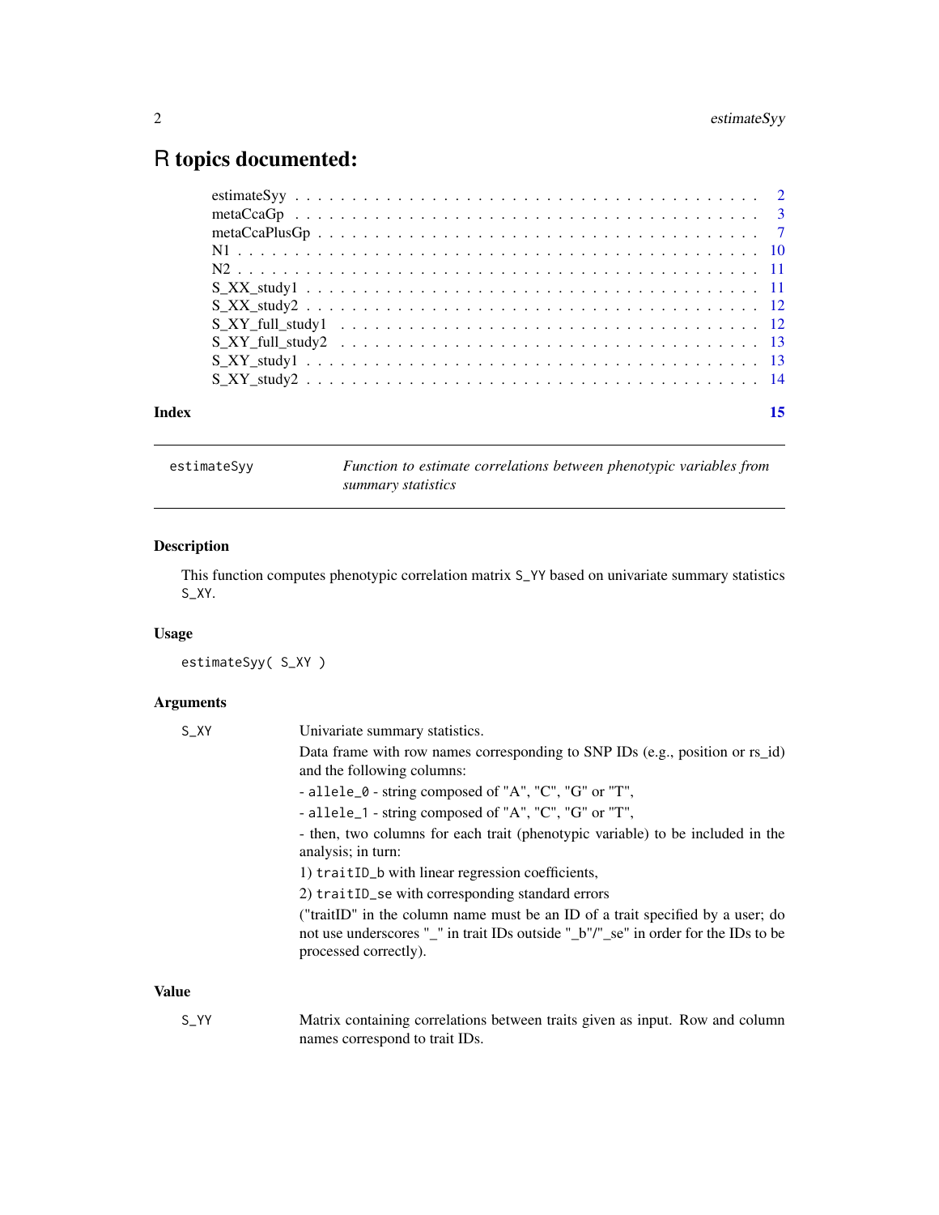# R topics documented:

| | |
|---|---|
| estimateSyy | 2 |
| metaCcaGp | 3 |
| metaCcaPlusGp | 7 |
| N1 | 10 |
| N2 | 11 |
| S_XX_study1 | 11 |
| S_XX_study2 | 12 |
| S_XY_full_study1 | 12 |
| S_XY_full_study2 | 13 |
| S_XY_study1 | 13 |
| S_XY_study2 | 14 |

**Index** 15

---

`estimateSyy` *Function to estimate correlations between phenotypic variables from summary statistics*

---

### Description

This function computes phenotypic correlation matrix `S_YY` based on univariate summary statistics `S_XY`.

### Usage

```
estimateSyy( S_XY )
```

### Arguments

`S_XY` Univariate summary statistics.

Data frame with row names corresponding to SNP IDs (e.g., position or rs_id) and the following columns:

- `allele_0` - string composed of "A", "C", "G" or "T",

- `allele_1` - string composed of "A", "C", "G" or "T",

- then, two columns for each trait (phenotypic variable) to be included in the analysis; in turn:

1) `traitID_b` with linear regression coefficients,

2) `traitID_se` with corresponding standard errors

("traitID" in the column name must be an ID of a trait specified by a user; do not use underscores "_" in trait IDs outside "_b"/"_se" in order for the IDs to be processed correctly).

### Value

`S_YY` Matrix containing correlations between traits given as input. Row and column names correspond to trait IDs.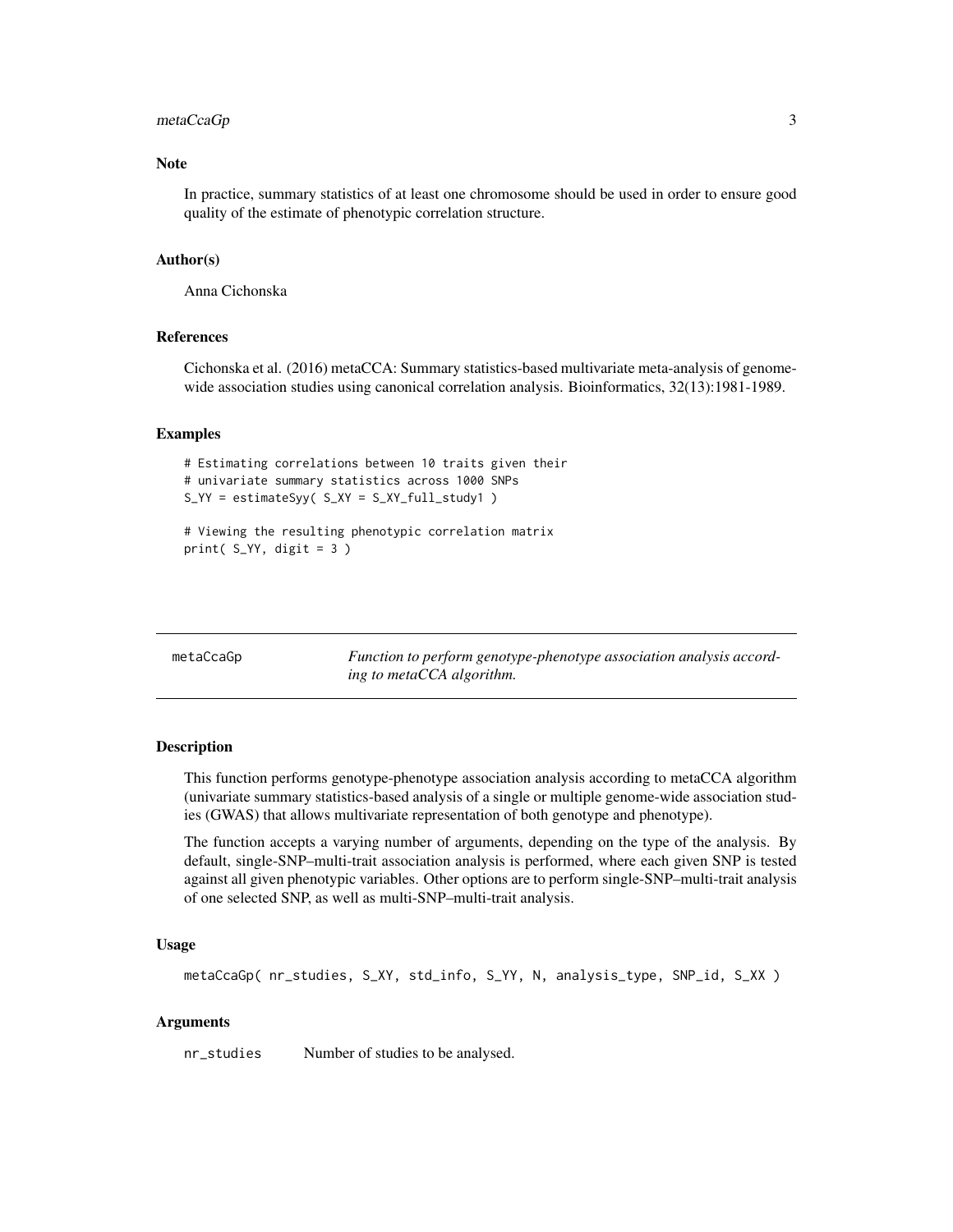### Note

In practice, summary statistics of at least one chromosome should be used in order to ensure good quality of the estimate of phenotypic correlation structure.

### Author(s)

Anna Cichonska

### References

Cichonska et al. (2016) metaCCA: Summary statistics-based multivariate meta-analysis of genome-wide association studies using canonical correlation analysis. Bioinformatics, 32(13):1981-1989.

### Examples

```
# Estimating correlations between 10 traits given their
# univariate summary statistics across 1000 SNPs
S_YY = estimateSyy( S_XY = S_XY_full_study1 )

# Viewing the resulting phenotypic correlation matrix
print( S_YY, digit = 3 )
```

---

## metaCcaGp — *Function to perform genotype-phenotype association analysis according to metaCCA algorithm.*

---

### Description

This function performs genotype-phenotype association analysis according to metaCCA algorithm (univariate summary statistics-based analysis of a single or multiple genome-wide association studies (GWAS) that allows multivariate representation of both genotype and phenotype).

The function accepts a varying number of arguments, depending on the type of the analysis. By default, single-SNP–multi-trait association analysis is performed, where each given SNP is tested against all given phenotypic variables. Other options are to perform single-SNP–multi-trait analysis of one selected SNP, as well as multi-SNP–multi-trait analysis.

### Usage

```
metaCcaGp( nr_studies, S_XY, std_info, S_YY, N, analysis_type, SNP_id, S_XX )
```

### Arguments

nr_studies    Number of studies to be analysed.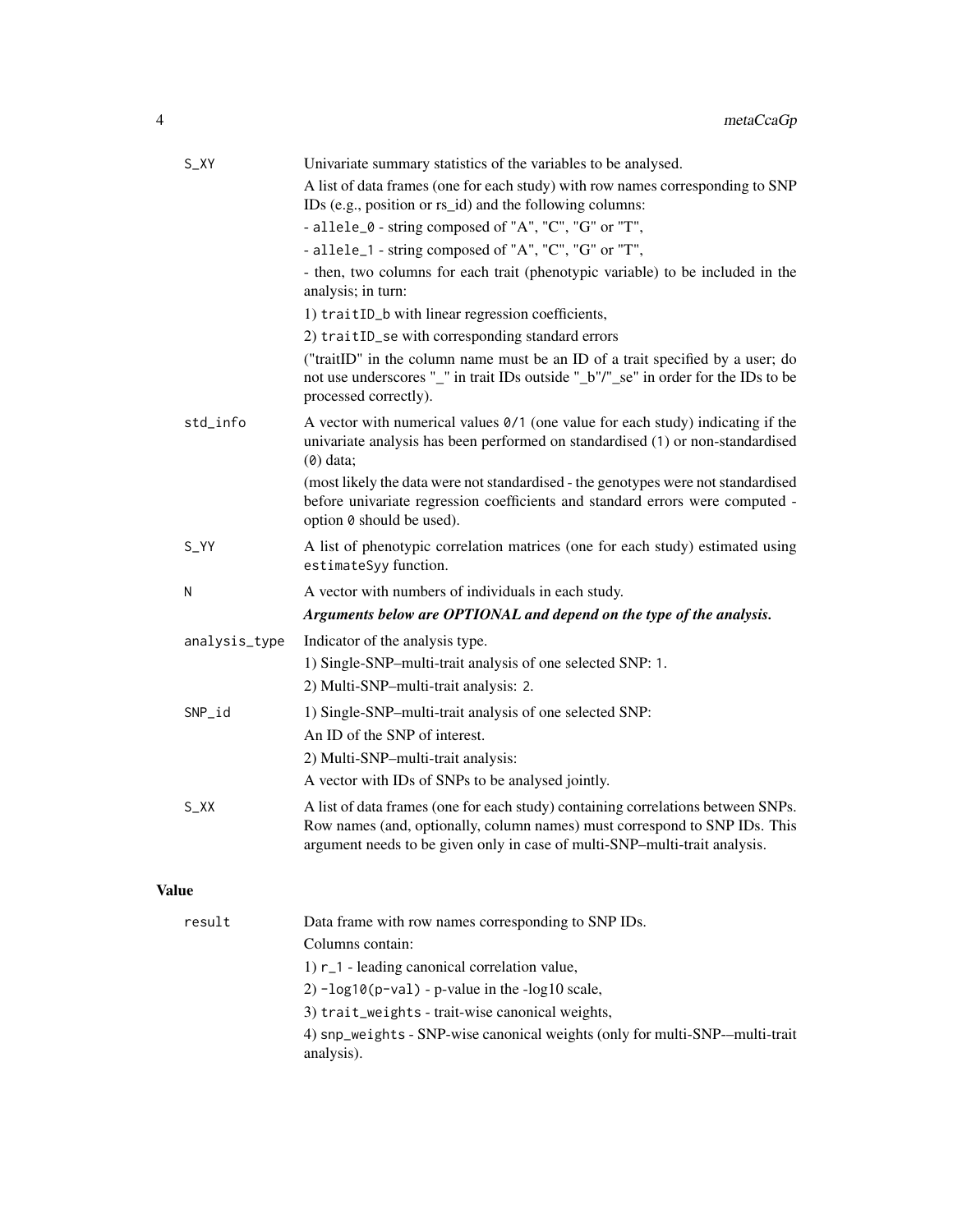| | |
|---|---|
| `S_XY` | Univariate summary statistics of the variables to be analysed. |
| | A list of data frames (one for each study) with row names corresponding to SNP IDs (e.g., position or rs_id) and the following columns: |
| | - `allele_0` - string composed of "A", "C", "G" or "T", |
| | - `allele_1` - string composed of "A", "C", "G" or "T", |
| | - then, two columns for each trait (phenotypic variable) to be included in the analysis; in turn: |
| | 1) `traitID_b` with linear regression coefficients, |
| | 2) `traitID_se` with corresponding standard errors |
| | ("traitID" in the column name must be an ID of a trait specified by a user; do not use underscores "_" in trait IDs outside "_b"/"_se" in order for the IDs to be processed correctly). |
| `std_info` | A vector with numerical values `0/1` (one value for each study) indicating if the univariate analysis has been performed on standardised (`1`) or non-standardised (`0`) data; |
| | (most likely the data were not standardised - the genotypes were not standardised before univariate regression coefficients and standard errors were computed - option `0` should be used). |
| `S_YY` | A list of phenotypic correlation matrices (one for each study) estimated using `estimateSyy` function. |
| `N` | A vector with numbers of individuals in each study. |
| | ***Arguments below are OPTIONAL and depend on the type of the analysis.*** |
| `analysis_type` | Indicator of the analysis type. |
| | 1) Single-SNP–multi-trait analysis of one selected SNP: `1`. |
| | 2) Multi-SNP–multi-trait analysis: `2`. |
| `SNP_id` | 1) Single-SNP–multi-trait analysis of one selected SNP: |
| | An ID of the SNP of interest. |
| | 2) Multi-SNP–multi-trait analysis: |
| | A vector with IDs of SNPs to be analysed jointly. |
| `S_XX` | A list of data frames (one for each study) containing correlations between SNPs. Row names (and, optionally, column names) must correspond to SNP IDs. This argument needs to be given only in case of multi-SNP–multi-trait analysis. |

## Value

| | |
|---|---|
| `result` | Data frame with row names corresponding to SNP IDs. |
| | Columns contain: |
| | 1) `r_1` - leading canonical correlation value, |
| | 2) `-log10(p-val)` - p-value in the -log10 scale, |
| | 3) `trait_weights` - trait-wise canonical weights, |
| | 4) `snp_weights` - SNP-wise canonical weights (only for multi-SNP-–multi-trait analysis). |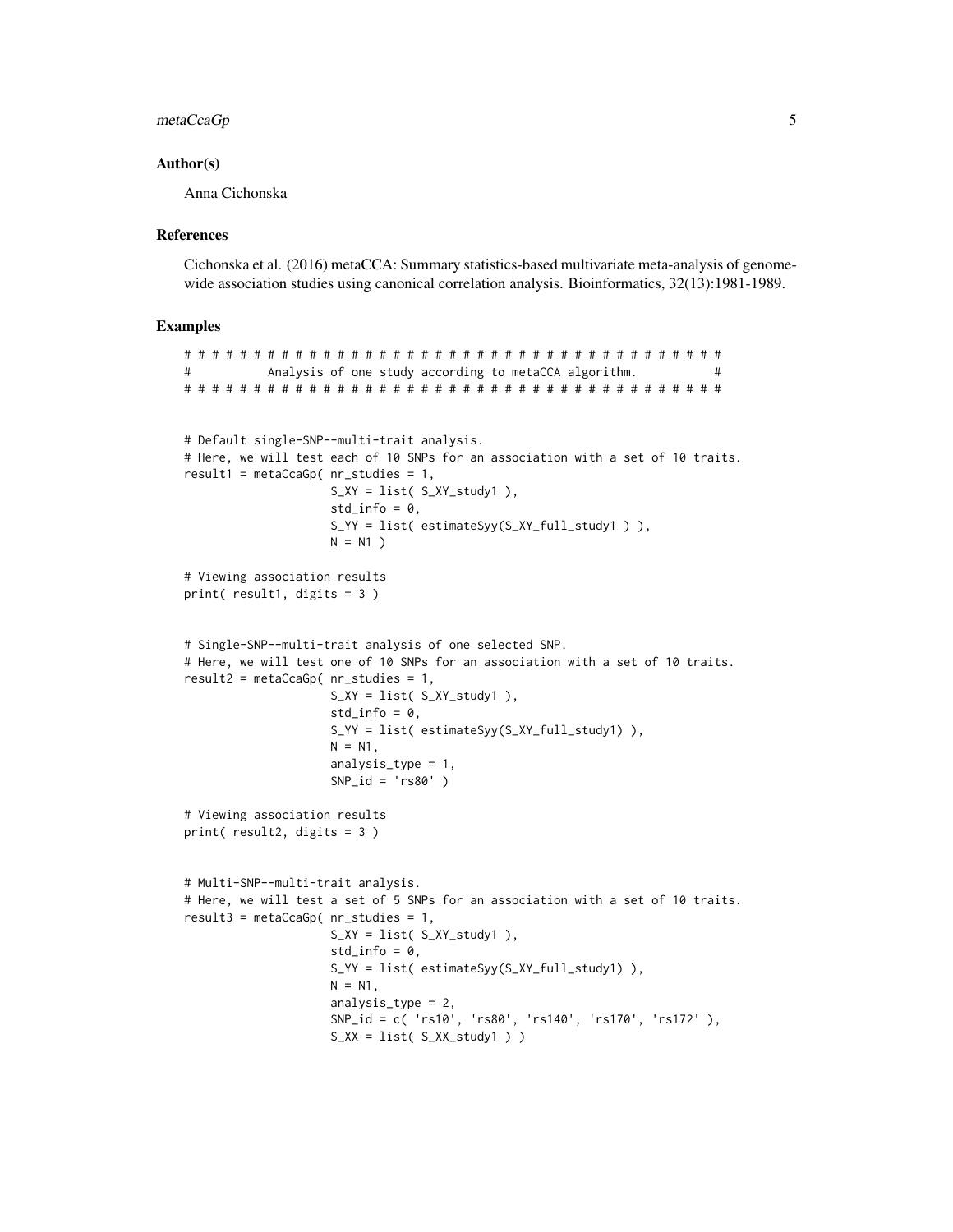### Author(s)

Anna Cichonska

### References

Cichonska et al. (2016) metaCCA: Summary statistics-based multivariate meta-analysis of genome-wide association studies using canonical correlation analysis. Bioinformatics, 32(13):1981-1989.

### Examples

```
# # # # # # # # # # # # # # # # # # # # # # # # # # # # # # # # # # # # # # #
#          Analysis of one study according to metaCCA algorithm.          #
# # # # # # # # # # # # # # # # # # # # # # # # # # # # # # # # # # # # # # #


# Default single-SNP--multi-trait analysis.
# Here, we will test each of 10 SNPs for an association with a set of 10 traits.
result1 = metaCcaGp( nr_studies = 1,
                     S_XY = list( S_XY_study1 ),
                     std_info = 0,
                     S_YY = list( estimateSyy(S_XY_full_study1 ) ),
                     N = N1 )

# Viewing association results
print( result1, digits = 3 )


# Single-SNP--multi-trait analysis of one selected SNP.
# Here, we will test one of 10 SNPs for an association with a set of 10 traits.
result2 = metaCcaGp( nr_studies = 1,
                     S_XY = list( S_XY_study1 ),
                     std_info = 0,
                     S_YY = list( estimateSyy(S_XY_full_study1) ),
                     N = N1,
                     analysis_type = 1,
                     SNP_id = 'rs80' )

# Viewing association results
print( result2, digits = 3 )


# Multi-SNP--multi-trait analysis.
# Here, we will test a set of 5 SNPs for an association with a set of 10 traits.
result3 = metaCcaGp( nr_studies = 1,
                     S_XY = list( S_XY_study1 ),
                     std_info = 0,
                     S_YY = list( estimateSyy(S_XY_full_study1) ),
                     N = N1,
                     analysis_type = 2,
                     SNP_id = c( 'rs10', 'rs80', 'rs140', 'rs170', 'rs172' ),
                     S_XX = list( S_XX_study1 ) )
```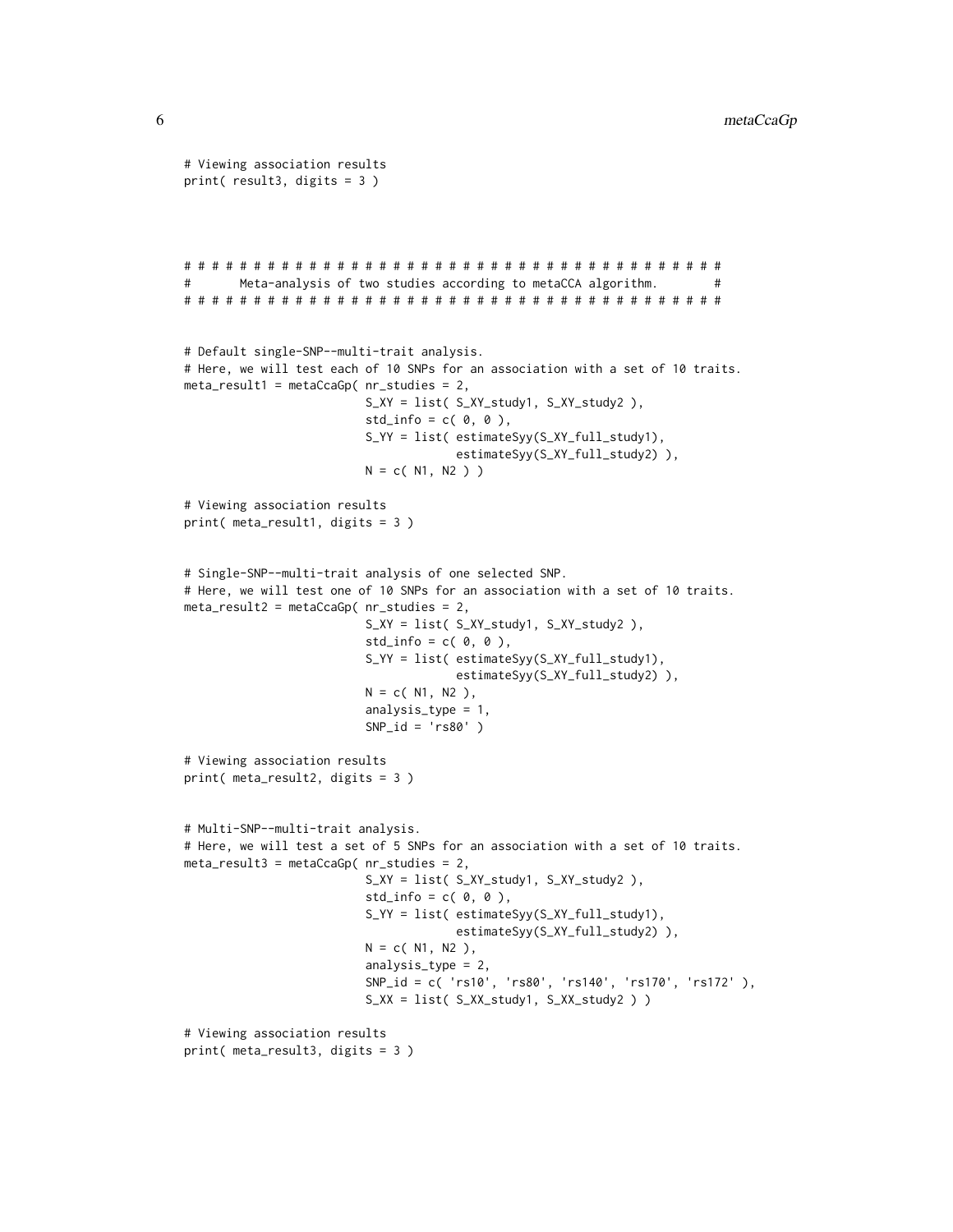```
# Viewing association results
print( result3, digits = 3 )



# # # # # # # # # # # # # # # # # # # # # # # # # # # # # # # # # # # # # # # #
#       Meta-analysis of two studies according to metaCCA algorithm.          #
# # # # # # # # # # # # # # # # # # # # # # # # # # # # # # # # # # # # # # # #


# Default single-SNP--multi-trait analysis.
# Here, we will test each of 10 SNPs for an association with a set of 10 traits.
meta_result1 = metaCcaGp( nr_studies = 2,
                          S_XY = list( S_XY_study1, S_XY_study2 ),
                          std_info = c( 0, 0 ),
                          S_YY = list( estimateSyy(S_XY_full_study1),
                                       estimateSyy(S_XY_full_study2) ),
                          N = c( N1, N2 ) )

# Viewing association results
print( meta_result1, digits = 3 )


# Single-SNP--multi-trait analysis of one selected SNP.
# Here, we will test one of 10 SNPs for an association with a set of 10 traits.
meta_result2 = metaCcaGp( nr_studies = 2,
                          S_XY = list( S_XY_study1, S_XY_study2 ),
                          std_info = c( 0, 0 ),
                          S_YY = list( estimateSyy(S_XY_full_study1),
                                       estimateSyy(S_XY_full_study2) ),
                          N = c( N1, N2 ),
                          analysis_type = 1,
                          SNP_id = 'rs80' )

# Viewing association results
print( meta_result2, digits = 3 )


# Multi-SNP--multi-trait analysis.
# Here, we will test a set of 5 SNPs for an association with a set of 10 traits.
meta_result3 = metaCcaGp( nr_studies = 2,
                          S_XY = list( S_XY_study1, S_XY_study2 ),
                          std_info = c( 0, 0 ),
                          S_YY = list( estimateSyy(S_XY_full_study1),
                                       estimateSyy(S_XY_full_study2) ),
                          N = c( N1, N2 ),
                          analysis_type = 2,
                          SNP_id = c( 'rs10', 'rs80', 'rs140', 'rs170', 'rs172' ),
                          S_XX = list( S_XX_study1, S_XX_study2 ) )

# Viewing association results
print( meta_result3, digits = 3 )
```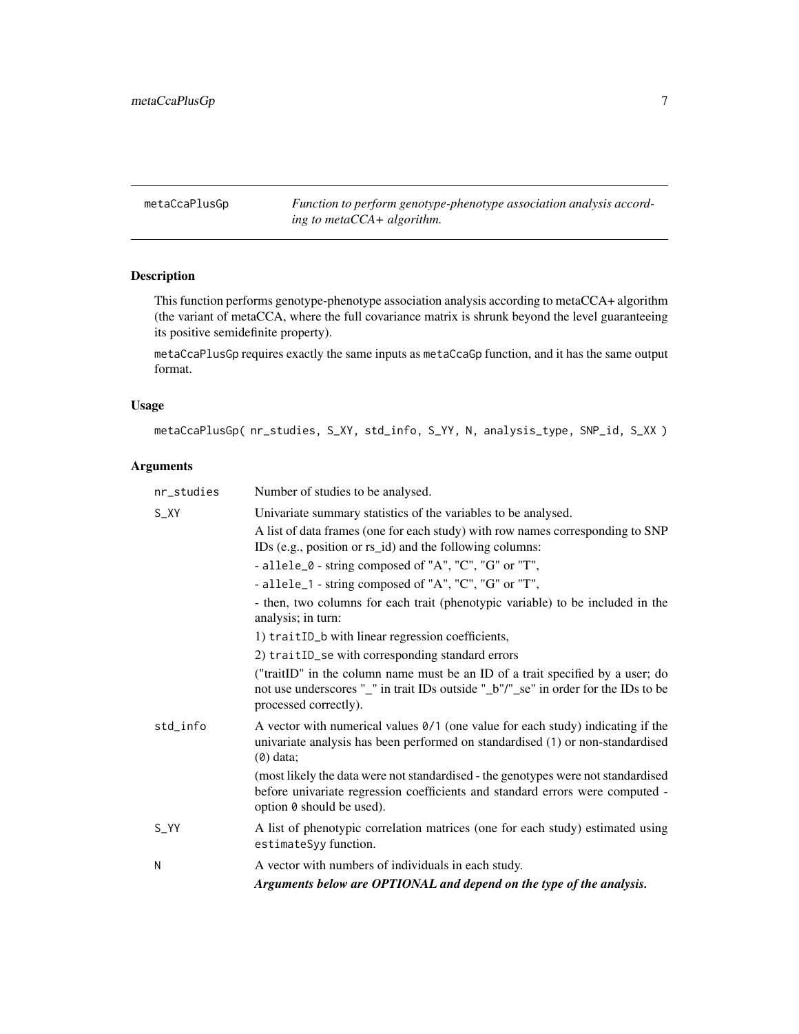`metaCcaPlusGp` *Function to perform genotype-phenotype association analysis according to metaCCA+ algorithm.*

## Description

This function performs genotype-phenotype association analysis according to metaCCA+ algorithm (the variant of metaCCA, where the full covariance matrix is shrunk beyond the level guaranteeing its positive semidefinite property).

`metaCcaPlusGp` requires exactly the same inputs as `metaCcaGp` function, and it has the same output format.

## Usage

```
metaCcaPlusGp( nr_studies, S_XY, std_info, S_YY, N, analysis_type, SNP_id, S_XX )
```

## Arguments

| | |
|---|---|
| `nr_studies` | Number of studies to be analysed. |
| `S_XY` | Univariate summary statistics of the variables to be analysed.<br>A list of data frames (one for each study) with row names corresponding to SNP IDs (e.g., position or rs_id) and the following columns:<br>- `allele_0` - string composed of "A", "C", "G" or "T",<br>- `allele_1` - string composed of "A", "C", "G" or "T",<br>- then, two columns for each trait (phenotypic variable) to be included in the analysis; in turn:<br>1) `traitID_b` with linear regression coefficients,<br>2) `traitID_se` with corresponding standard errors<br>("traitID" in the column name must be an ID of a trait specified by a user; do not use underscores "_" in trait IDs outside "_b"/"_se" in order for the IDs to be processed correctly). |
| `std_info` | A vector with numerical values `0`/`1` (one value for each study) indicating if the univariate analysis has been performed on standardised (`1`) or non-standardised (`0`) data;<br>(most likely the data were not standardised - the genotypes were not standardised before univariate regression coefficients and standard errors were computed - option `0` should be used). |
| `S_YY` | A list of phenotypic correlation matrices (one for each study) estimated using `estimateSyy` function. |
| `N` | A vector with numbers of individuals in each study. |
| | ***Arguments below are OPTIONAL and depend on the type of the analysis.*** |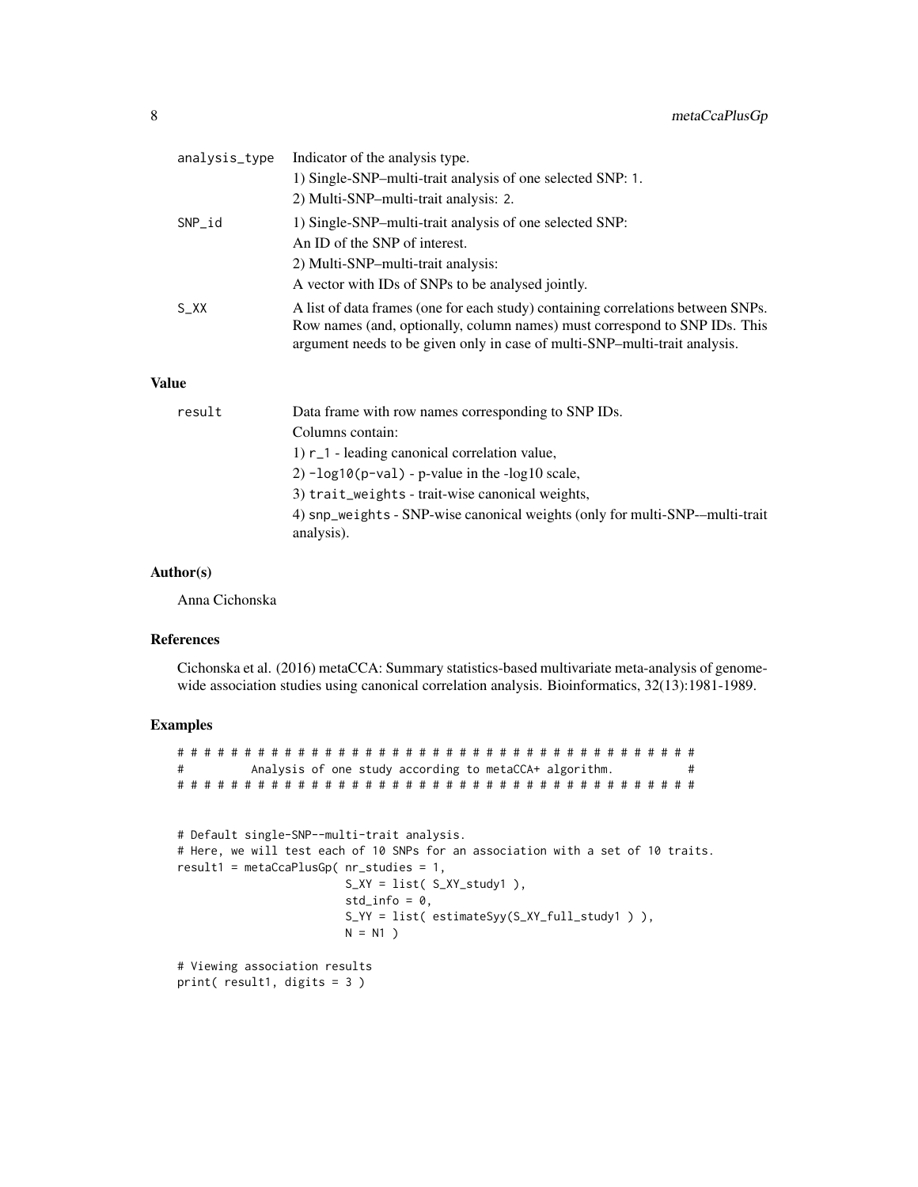| | |
|---|---|
| analysis_type | Indicator of the analysis type.<br>1) Single-SNP–multi-trait analysis of one selected SNP: 1.<br>2) Multi-SNP–multi-trait analysis: 2. |
| SNP_id | 1) Single-SNP–multi-trait analysis of one selected SNP:<br>An ID of the SNP of interest.<br>2) Multi-SNP–multi-trait analysis:<br>A vector with IDs of SNPs to be analysed jointly. |
| S_XX | A list of data frames (one for each study) containing correlations between SNPs. Row names (and, optionally, column names) must correspond to SNP IDs. This argument needs to be given only in case of multi-SNP–multi-trait analysis. |

## Value

| | |
|---|---|
| result | Data frame with row names corresponding to SNP IDs.<br>Columns contain:<br>1) r_1 - leading canonical correlation value,<br>2) -log10(p-val) - p-value in the -log10 scale,<br>3) trait_weights - trait-wise canonical weights,<br>4) snp_weights - SNP-wise canonical weights (only for multi-SNP-–multi-trait analysis). |

## Author(s)

Anna Cichonska

## References

Cichonska et al. (2016) metaCCA: Summary statistics-based multivariate meta-analysis of genome-wide association studies using canonical correlation analysis. Bioinformatics, 32(13):1981-1989.

## Examples

```
# # # # # # # # # # # # # # # # # # # # # # # # # # # # # # # # # # # # # # #
#         Analysis of one study according to metaCCA+ algorithm.          #
# # # # # # # # # # # # # # # # # # # # # # # # # # # # # # # # # # # # # # #


# Default single-SNP--multi-trait analysis.
# Here, we will test each of 10 SNPs for an association with a set of 10 traits.
result1 = metaCcaPlusGp( nr_studies = 1,
                         S_XY = list( S_XY_study1 ),
                         std_info = 0,
                         S_YY = list( estimateSyy(S_XY_full_study1 ) ),
                         N = N1 )

# Viewing association results
print( result1, digits = 3 )
```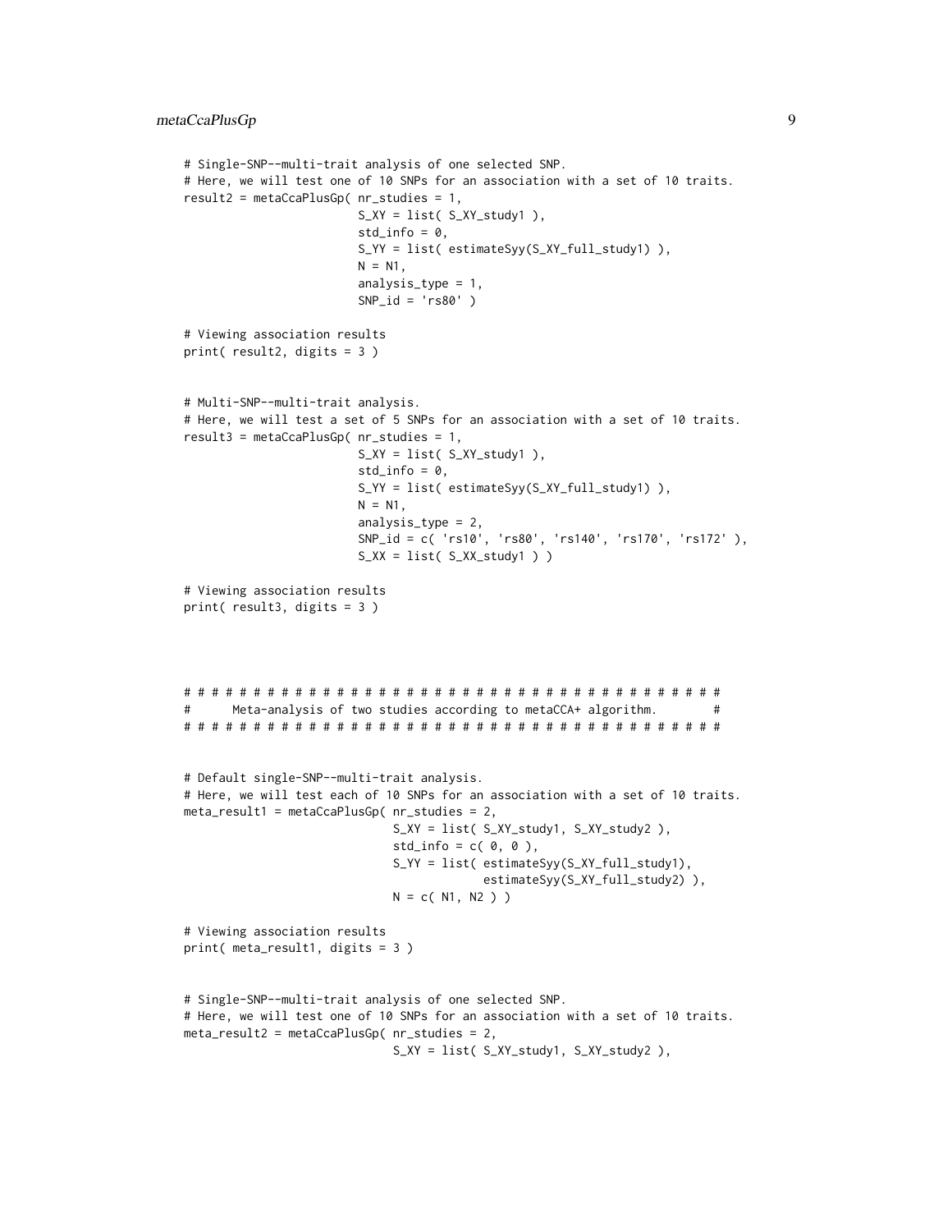```
# Single-SNP--multi-trait analysis of one selected SNP.
# Here, we will test one of 10 SNPs for an association with a set of 10 traits.
result2 = metaCcaPlusGp( nr_studies = 1,
                         S_XY = list( S_XY_study1 ),
                         std_info = 0,
                         S_YY = list( estimateSyy(S_XY_full_study1) ),
                         N = N1,
                         analysis_type = 1,
                         SNP_id = 'rs80' )

# Viewing association results
print( result2, digits = 3 )


# Multi-SNP--multi-trait analysis.
# Here, we will test a set of 5 SNPs for an association with a set of 10 traits.
result3 = metaCcaPlusGp( nr_studies = 1,
                         S_XY = list( S_XY_study1 ),
                         std_info = 0,
                         S_YY = list( estimateSyy(S_XY_full_study1) ),
                         N = N1,
                         analysis_type = 2,
                         SNP_id = c( 'rs10', 'rs80', 'rs140', 'rs170', 'rs172' ),
                         S_XX = list( S_XX_study1 ) )

# Viewing association results
print( result3, digits = 3 )




# # # # # # # # # # # # # # # # # # # # # # # # # # # # # # # # # # # # # # # #
#      Meta-analysis of two studies according to metaCCA+ algorithm.       #
# # # # # # # # # # # # # # # # # # # # # # # # # # # # # # # # # # # # # # # #


# Default single-SNP--multi-trait analysis.
# Here, we will test each of 10 SNPs for an association with a set of 10 traits.
meta_result1 = metaCcaPlusGp( nr_studies = 2,
                              S_XY = list( S_XY_study1, S_XY_study2 ),
                              std_info = c( 0, 0 ),
                              S_YY = list( estimateSyy(S_XY_full_study1),
                                           estimateSyy(S_XY_full_study2) ),
                              N = c( N1, N2 ) )

# Viewing association results
print( meta_result1, digits = 3 )


# Single-SNP--multi-trait analysis of one selected SNP.
# Here, we will test one of 10 SNPs for an association with a set of 10 traits.
meta_result2 = metaCcaPlusGp( nr_studies = 2,
                              S_XY = list( S_XY_study1, S_XY_study2 ),
```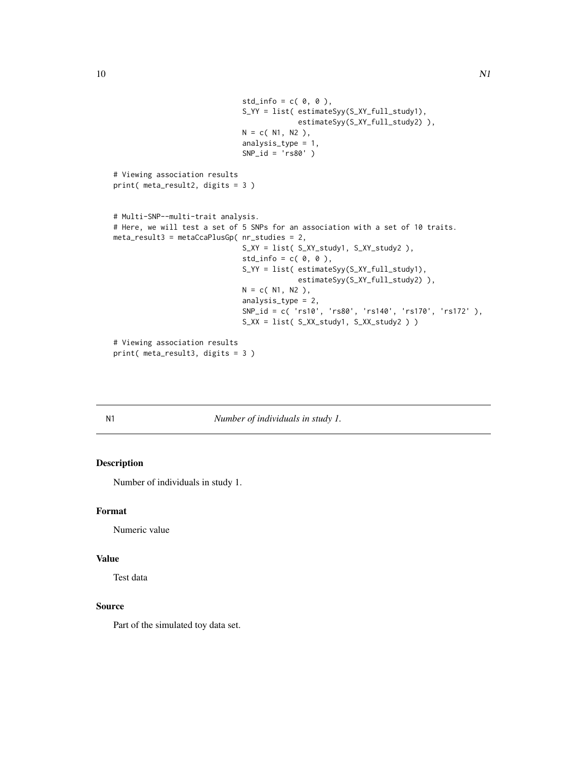```
                                std_info = c( 0, 0 ),
                                S_YY = list( estimateSyy(S_XY_full_study1),
                                             estimateSyy(S_XY_full_study2) ),
                                N = c( N1, N2 ),
                                analysis_type = 1,
                                SNP_id = 'rs80' )

# Viewing association results
print( meta_result2, digits = 3 )


# Multi-SNP--multi-trait analysis.
# Here, we will test a set of 5 SNPs for an association with a set of 10 traits.
meta_result3 = metaCcaPlusGp( nr_studies = 2,
                                S_XY = list( S_XY_study1, S_XY_study2 ),
                                std_info = c( 0, 0 ),
                                S_YY = list( estimateSyy(S_XY_full_study1),
                                             estimateSyy(S_XY_full_study2) ),
                                N = c( N1, N2 ),
                                analysis_type = 2,
                                SNP_id = c( 'rs10', 'rs80', 'rs140', 'rs170', 'rs172' ),
                                S_XX = list( S_XX_study1, S_XX_study2 ) )

# Viewing association results
print( meta_result3, digits = 3 )
```

## N1 — *Number of individuals in study 1.*

### Description

Number of individuals in study 1.

### Format

Numeric value

### Value

Test data

### Source

Part of the simulated toy data set.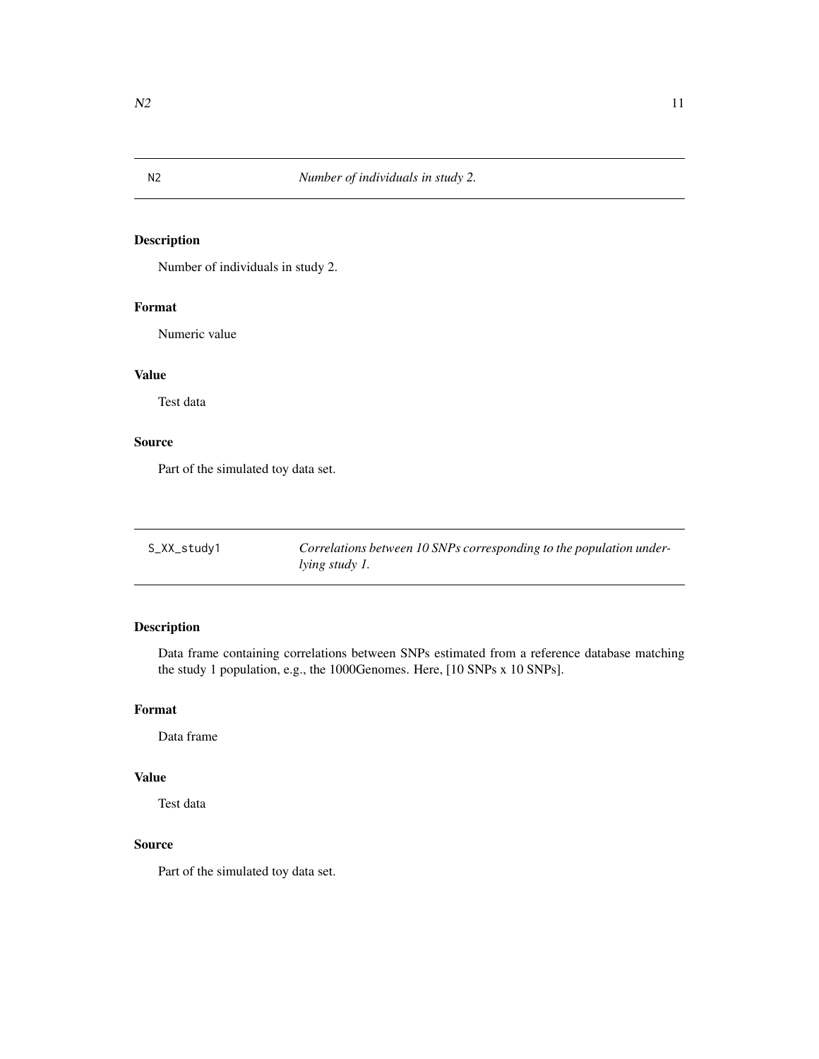## N2 *Number of individuals in study 2.*

### Description

Number of individuals in study 2.

### Format

Numeric value

### Value

Test data

### Source

Part of the simulated toy data set.

## S_XX_study1 *Correlations between 10 SNPs corresponding to the population underlying study 1.*

### Description

Data frame containing correlations between SNPs estimated from a reference database matching the study 1 population, e.g., the 1000Genomes. Here, [10 SNPs x 10 SNPs].

### Format

Data frame

### Value

Test data

### Source

Part of the simulated toy data set.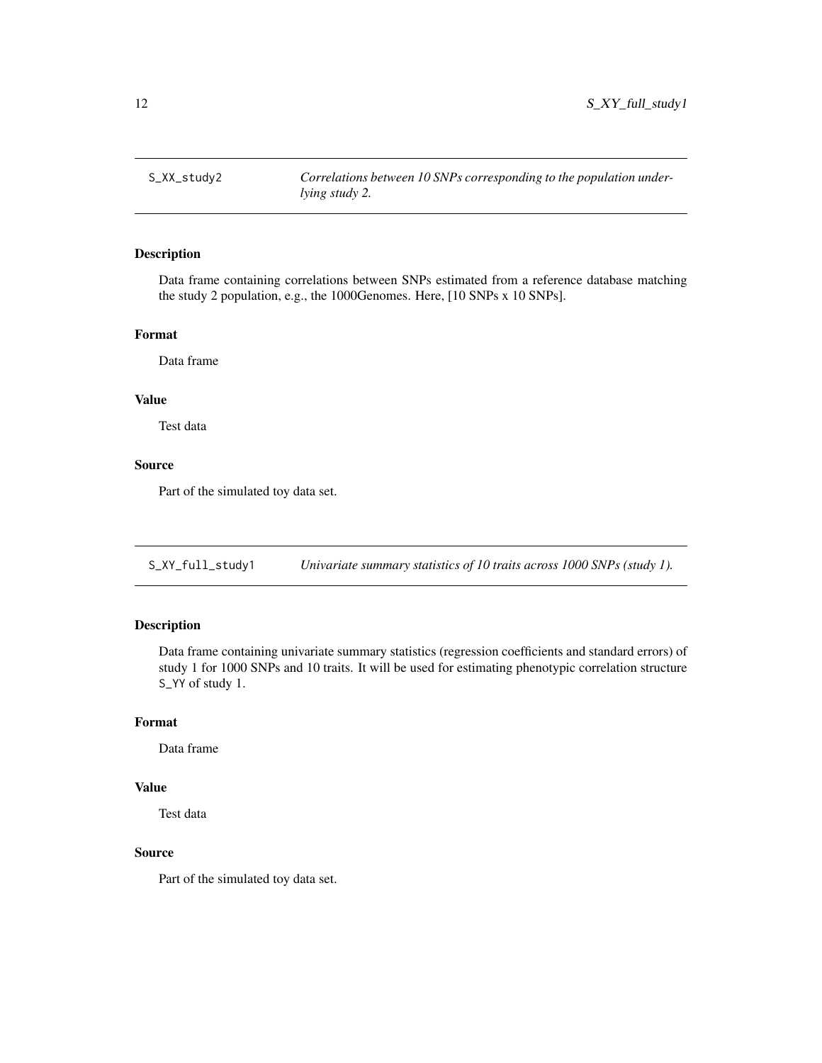## S_XX_study2 — *Correlations between 10 SNPs corresponding to the population underlying study 2.*

### Description

Data frame containing correlations between SNPs estimated from a reference database matching the study 2 population, e.g., the 1000Genomes. Here, [10 SNPs x 10 SNPs].

### Format

Data frame

### Value

Test data

### Source

Part of the simulated toy data set.

## S_XY_full_study1 — *Univariate summary statistics of 10 traits across 1000 SNPs (study 1).*

### Description

Data frame containing univariate summary statistics (regression coefficients and standard errors) of study 1 for 1000 SNPs and 10 traits. It will be used for estimating phenotypic correlation structure `S_YY` of study 1.

### Format

Data frame

### Value

Test data

### Source

Part of the simulated toy data set.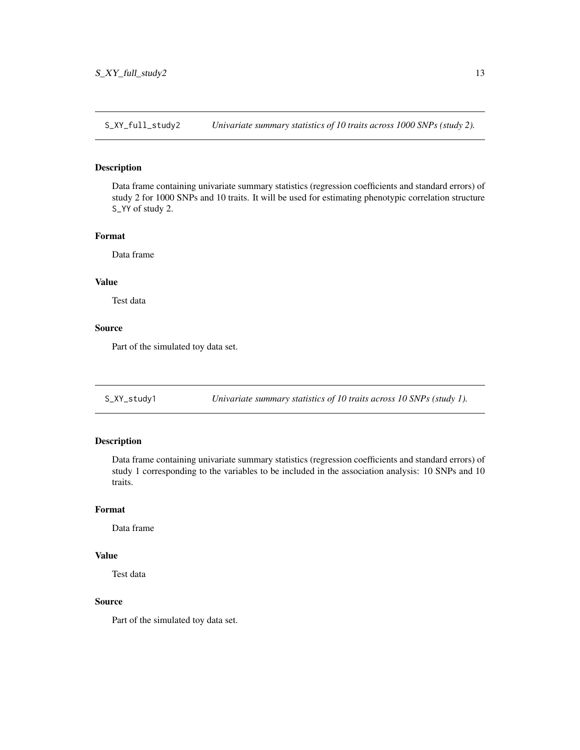## S_XY_full_study2 — *Univariate summary statistics of 10 traits across 1000 SNPs (study 2).*

### Description

Data frame containing univariate summary statistics (regression coefficients and standard errors) of study 2 for 1000 SNPs and 10 traits. It will be used for estimating phenotypic correlation structure `S_YY` of study 2.

### Format

Data frame

### Value

Test data

### Source

Part of the simulated toy data set.

## S_XY_study1 — *Univariate summary statistics of 10 traits across 10 SNPs (study 1).*

### Description

Data frame containing univariate summary statistics (regression coefficients and standard errors) of study 1 corresponding to the variables to be included in the association analysis: 10 SNPs and 10 traits.

### Format

Data frame

### Value

Test data

### Source

Part of the simulated toy data set.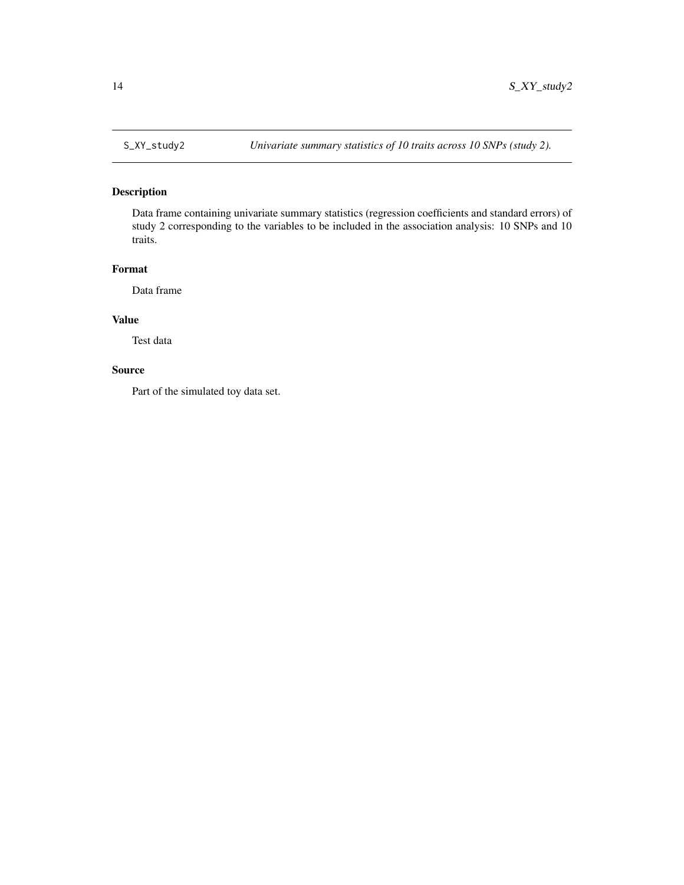`S_XY_study2` *Univariate summary statistics of 10 traits across 10 SNPs (study 2).*

## Description

Data frame containing univariate summary statistics (regression coefficients and standard errors) of study 2 corresponding to the variables to be included in the association analysis: 10 SNPs and 10 traits.

## Format

Data frame

## Value

Test data

## Source

Part of the simulated toy data set.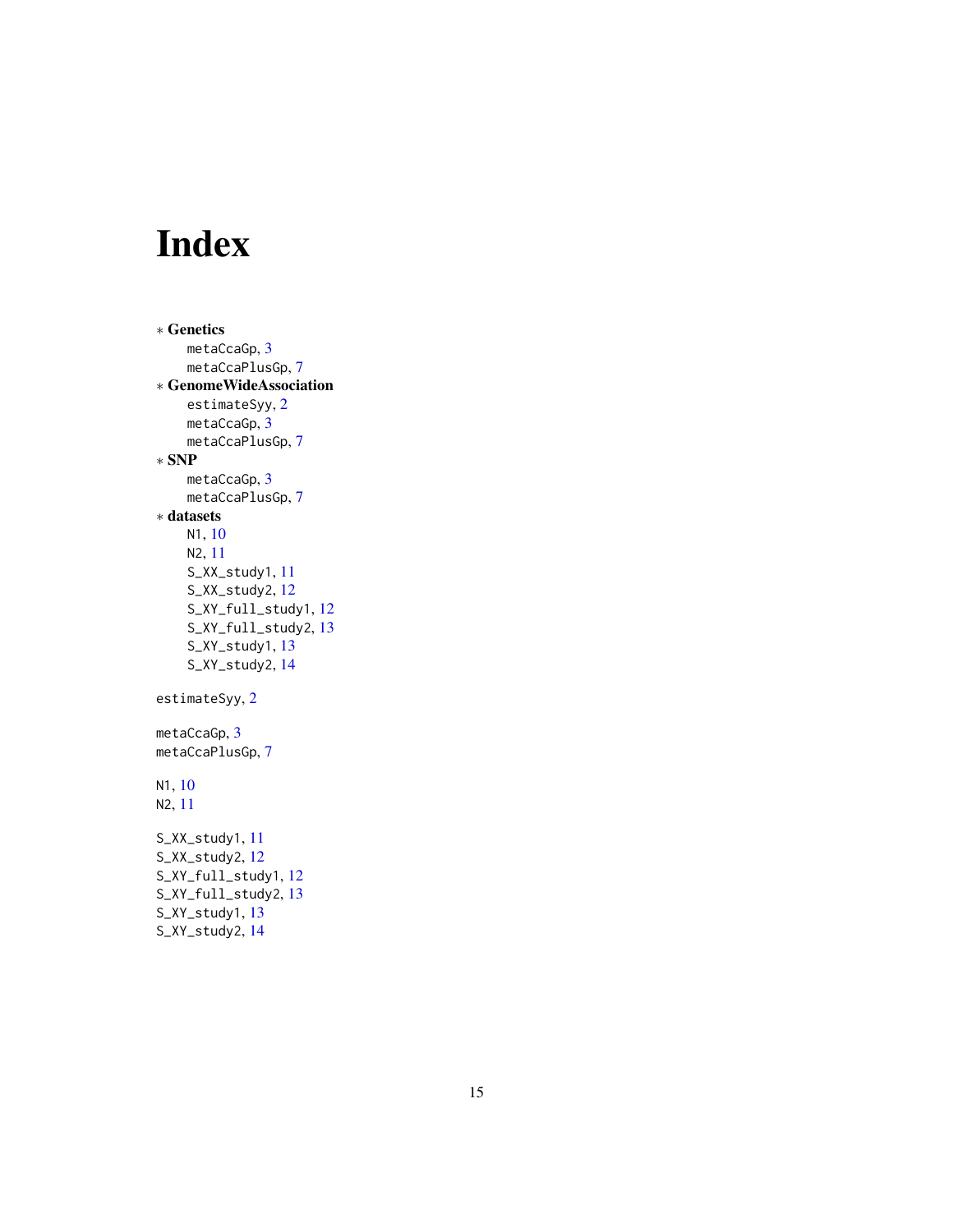# Index

∗ **Genetics**
- metaCcaGp, 3
- metaCcaPlusGp, 7

∗ **GenomeWideAssociation**
- estimateSyy, 2
- metaCcaGp, 3
- metaCcaPlusGp, 7

∗ **SNP**
- metaCcaGp, 3
- metaCcaPlusGp, 7

∗ **datasets**
- N1, 10
- N2, 11
- S_XX_study1, 11
- S_XX_study2, 12
- S_XY_full_study1, 12
- S_XY_full_study2, 13
- S_XY_study1, 13
- S_XY_study2, 14

estimateSyy, 2

metaCcaGp, 3
metaCcaPlusGp, 7

N1, 10
N2, 11

S_XX_study1, 11
S_XX_study2, 12
S_XY_full_study1, 12
S_XY_full_study2, 13
S_XY_study1, 13
S_XY_study2, 14